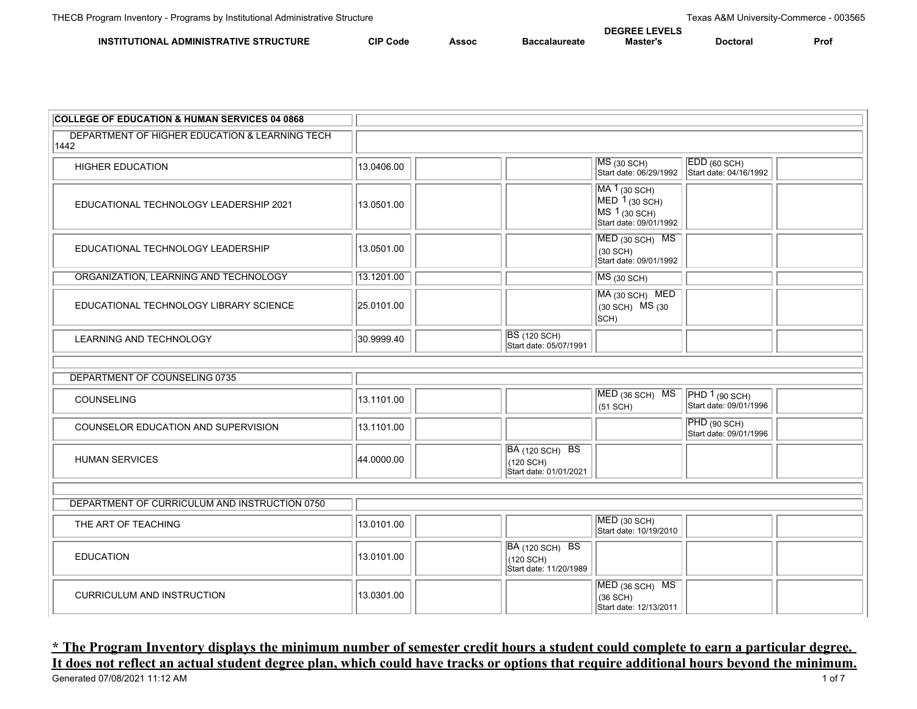THECB Program Inventory - Programs by Institutional Administrative Structure

Texas A&M University-Commerce - 003565

| INSTITUTIONAL ADMINISTRATIVE STRUCTURE | CIP Code | Assoc | Baccalaureate | DEGREE LEVELS Master's | Doctoral | Prof |
|---|---|---|---|---|---|---|
| **COLLEGE OF EDUCATION & HUMAN SERVICES 04 0868** | | | | | | |
| DEPARTMENT OF HIGHER EDUCATION & LEARNING TECH 1442 | | | | | | |
| HIGHER EDUCATION | 13.0406.00 | | | MS (30 SCH) Start date: 06/29/1992 | EDD (60 SCH) Start date: 04/16/1992 | |
| EDUCATIONAL TECHNOLOGY LEADERSHIP 2021 | 13.0501.00 | | | MA 1 (30 SCH) MED 1 (30 SCH) MS 1 (30 SCH) Start date: 09/01/1992 | | |
| EDUCATIONAL TECHNOLOGY LEADERSHIP | 13.0501.00 | | | MED (30 SCH) MS (30 SCH) Start date: 09/01/1992 | | |
| ORGANIZATION, LEARNING AND TECHNOLOGY | 13.1201.00 | | | MS (30 SCH) | | |
| EDUCATIONAL TECHNOLOGY LIBRARY SCIENCE | 25.0101.00 | | | MA (30 SCH) MED (30 SCH) MS (30 SCH) | | |
| LEARNING AND TECHNOLOGY | 30.9999.40 | | BS (120 SCH) Start date: 05/07/1991 | | | |
| DEPARTMENT OF COUNSELING 0735 | | | | | | |
| COUNSELING | 13.1101.00 | | | MED (36 SCH) MS (51 SCH) | PHD 1 (90 SCH) Start date: 09/01/1996 | |
| COUNSELOR EDUCATION AND SUPERVISION | 13.1101.00 | | | | PHD (90 SCH) Start date: 09/01/1996 | |
| HUMAN SERVICES | 44.0000.00 | | BA (120 SCH) BS (120 SCH) Start date: 01/01/2021 | | | |
| DEPARTMENT OF CURRICULUM AND INSTRUCTION 0750 | | | | | | |
| THE ART OF TEACHING | 13.0101.00 | | | MED (30 SCH) Start date: 10/19/2010 | | |
| EDUCATION | 13.0101.00 | | BA (120 SCH) BS (120 SCH) Start date: 11/20/1989 | | | |
| CURRICULUM AND INSTRUCTION | 13.0301.00 | | | MED (36 SCH) MS (36 SCH) Start date: 12/13/2011 | | |

**\* The Program Inventory displays the minimum number of semester credit hours a student could complete to earn a particular degree. It does not reflect an actual student degree plan, which could have tracks or options that require additional hours beyond the minimum.**

Generated 07/08/2021 11:12 AM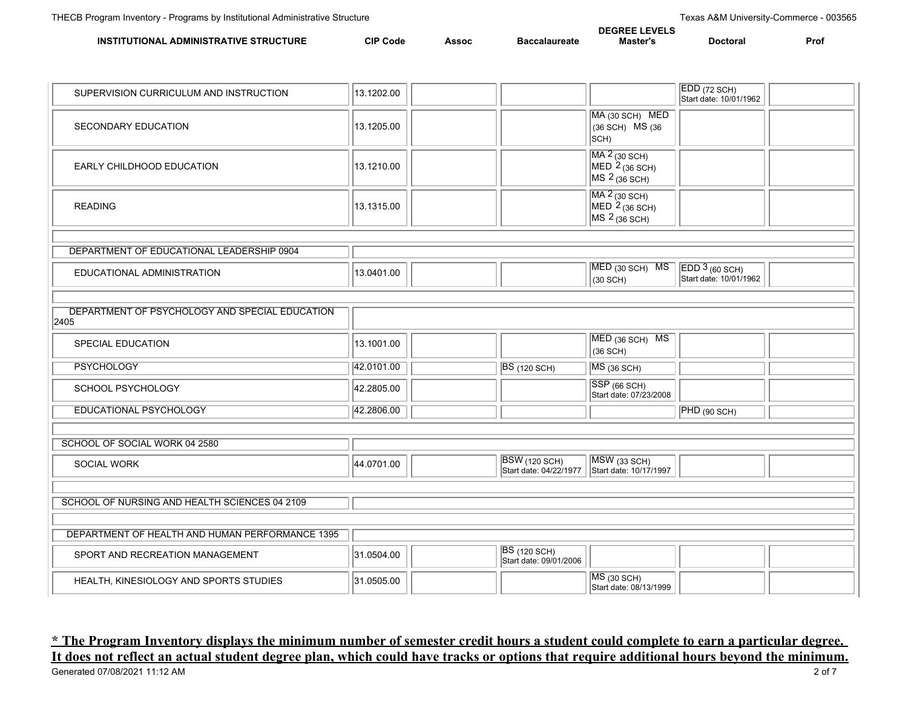| INSTITUTIONAL ADMINISTRATIVE STRUCTURE | CIP Code | Assoc | Baccalaureate | DEGREE LEVELS Master's | Doctoral | Prof |
|---|---|---|---|---|---|---|
| SUPERVISION CURRICULUM AND INSTRUCTION | 13.1202.00 | | | | EDD (72 SCH) Start date: 10/01/1962 | |
| SECONDARY EDUCATION | 13.1205.00 | | | MA (30 SCH) MED (36 SCH) MS (36 SCH) | | |
| EARLY CHILDHOOD EDUCATION | 13.1210.00 | | | MA 2 (30 SCH) MED 2 (36 SCH) MS 2 (36 SCH) | | |
| READING | 13.1315.00 | | | MA 2 (30 SCH) MED 2 (36 SCH) MS 2 (36 SCH) | | |
| DEPARTMENT OF EDUCATIONAL LEADERSHIP 0904 | | | | | | |
| EDUCATIONAL ADMINISTRATION | 13.0401.00 | | | MED (30 SCH) MS (30 SCH) | EDD 3 (60 SCH) Start date: 10/01/1962 | |
| DEPARTMENT OF PSYCHOLOGY AND SPECIAL EDUCATION 2405 | | | | | | |
| SPECIAL EDUCATION | 13.1001.00 | | | MED (36 SCH) MS (36 SCH) | | |
| PSYCHOLOGY | 42.0101.00 | | BS (120 SCH) | MS (36 SCH) | | |
| SCHOOL PSYCHOLOGY | 42.2805.00 | | | SSP (66 SCH) Start date: 07/23/2008 | | |
| EDUCATIONAL PSYCHOLOGY | 42.2806.00 | | | | PHD (90 SCH) | |
| SCHOOL OF SOCIAL WORK 04 2580 | | | | | | |
| SOCIAL WORK | 44.0701.00 | | BSW (120 SCH) Start date: 04/22/1977 | MSW (33 SCH) Start date: 10/17/1997 | | |
| SCHOOL OF NURSING AND HEALTH SCIENCES 04 2109 | | | | | | |
| DEPARTMENT OF HEALTH AND HUMAN PERFORMANCE 1395 | | | | | | |
| SPORT AND RECREATION MANAGEMENT | 31.0504.00 | | BS (120 SCH) Start date: 09/01/2006 | | | |
| HEALTH, KINESIOLOGY AND SPORTS STUDIES | 31.0505.00 | | | MS (30 SCH) Start date: 08/13/1999 | | |

**\* The Program Inventory displays the minimum number of semester credit hours a student could complete to earn a particular degree. It does not reflect an actual student degree plan, which could have tracks or options that require additional hours beyond the minimum.**

Generated 07/08/2021 11:12 AM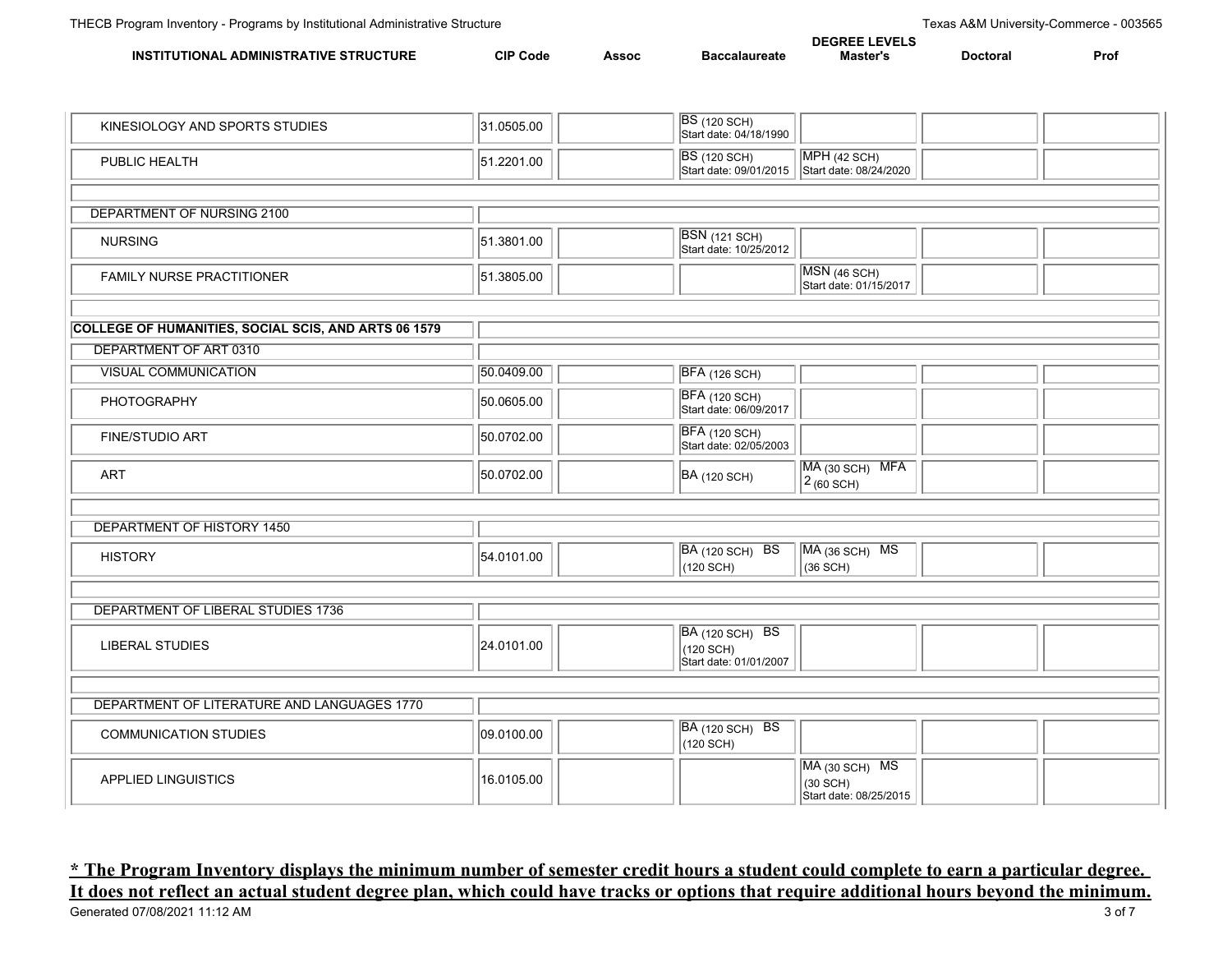| INSTITUTIONAL ADMINISTRATIVE STRUCTURE | CIP Code | Assoc | Baccalaureate | Master's | Doctoral | Prof |
|---|---|---|---|---|---|---|
| KINESIOLOGY AND SPORTS STUDIES | 31.0505.00 | | BS (120 SCH) Start date: 04/18/1990 | | | |
| PUBLIC HEALTH | 51.2201.00 | | BS (120 SCH) Start date: 09/01/2015 | MPH (42 SCH) Start date: 08/24/2020 | | |
| | | | | | | |
| DEPARTMENT OF NURSING 2100 | | | | | | |
| NURSING | 51.3801.00 | | BSN (121 SCH) Start date: 10/25/2012 | | | |
| FAMILY NURSE PRACTITIONER | 51.3805.00 | | | MSN (46 SCH) Start date: 01/15/2017 | | |
| | | | | | | |
| **COLLEGE OF HUMANITIES, SOCIAL SCIS, AND ARTS 06 1579** | | | | | | |
| DEPARTMENT OF ART 0310 | | | | | | |
| VISUAL COMMUNICATION | 50.0409.00 | | BFA (126 SCH) | | | |
| PHOTOGRAPHY | 50.0605.00 | | BFA (120 SCH) Start date: 06/09/2017 | | | |
| FINE/STUDIO ART | 50.0702.00 | | BFA (120 SCH) Start date: 02/05/2003 | | | |
| ART | 50.0702.00 | | BA (120 SCH) | MA (30 SCH) MFA 2 (60 SCH) | | |
| | | | | | | |
| DEPARTMENT OF HISTORY 1450 | | | | | | |
| HISTORY | 54.0101.00 | | BA (120 SCH) BS (120 SCH) | MA (36 SCH) MS (36 SCH) | | |
| | | | | | | |
| DEPARTMENT OF LIBERAL STUDIES 1736 | | | | | | |
| LIBERAL STUDIES | 24.0101.00 | | BA (120 SCH) BS (120 SCH) Start date: 01/01/2007 | | | |
| | | | | | | |
| DEPARTMENT OF LITERATURE AND LANGUAGES 1770 | | | | | | |
| COMMUNICATION STUDIES | 09.0100.00 | | BA (120 SCH) BS (120 SCH) | | | |
| APPLIED LINGUISTICS | 16.0105.00 | | | MA (30 SCH) MS (30 SCH) Start date: 08/25/2015 | | |

**\* The Program Inventory displays the minimum number of semester credit hours a student could complete to earn a particular degree. It does not reflect an actual student degree plan, which could have tracks or options that require additional hours beyond the minimum.**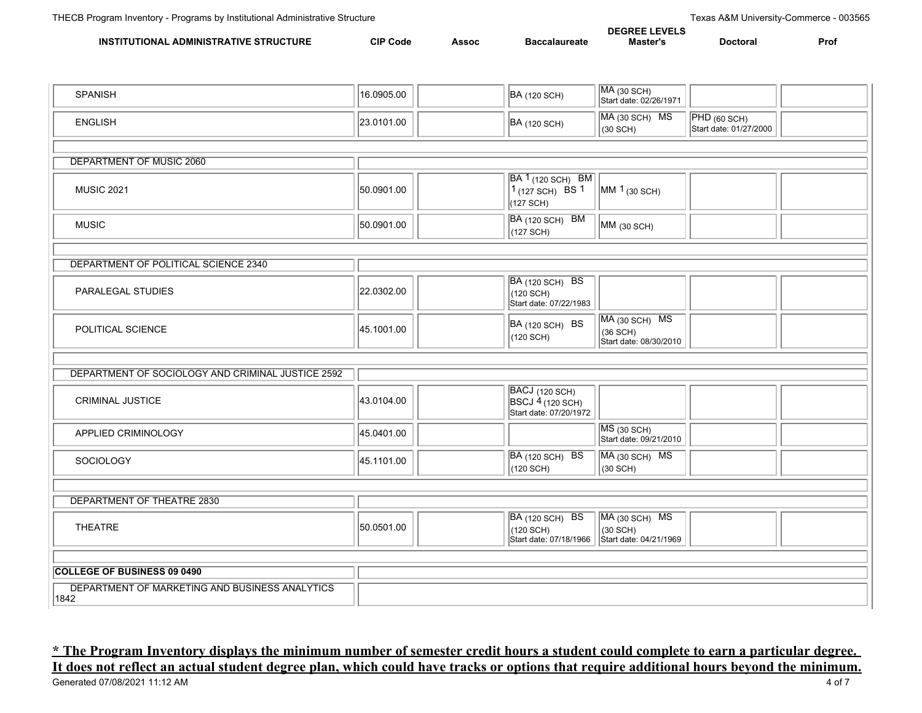| INSTITUTIONAL ADMINISTRATIVE STRUCTURE | CIP Code | Assoc | Baccalaureate | Master's | Doctoral | Prof |
|---|---|---|---|---|---|---|
| SPANISH | 16.0905.00 | | BA (120 SCH) | MA (30 SCH) Start date: 02/26/1971 | | |
| ENGLISH | 23.0101.00 | | BA (120 SCH) | MA (30 SCH) MS (30 SCH) | PHD (60 SCH) Start date: 01/27/2000 | |
| DEPARTMENT OF MUSIC 2060 | | | | | | |
| MUSIC 2021 | 50.0901.00 | | BA 1 (120 SCH) BM 1 (127 SCH) BS 1 (127 SCH) | MM 1 (30 SCH) | | |
| MUSIC | 50.0901.00 | | BA (120 SCH) BM (127 SCH) | MM (30 SCH) | | |
| DEPARTMENT OF POLITICAL SCIENCE 2340 | | | | | | |
| PARALEGAL STUDIES | 22.0302.00 | | BA (120 SCH) BS (120 SCH) Start date: 07/22/1983 | | | |
| POLITICAL SCIENCE | 45.1001.00 | | BA (120 SCH) BS (120 SCH) | MA (30 SCH) MS (36 SCH) Start date: 08/30/2010 | | |
| DEPARTMENT OF SOCIOLOGY AND CRIMINAL JUSTICE 2592 | | | | | | |
| CRIMINAL JUSTICE | 43.0104.00 | | BACJ (120 SCH) BSCJ 4 (120 SCH) Start date: 07/20/1972 | | | |
| APPLIED CRIMINOLOGY | 45.0401.00 | | | MS (30 SCH) Start date: 09/21/2010 | | |
| SOCIOLOGY | 45.1101.00 | | BA (120 SCH) BS (120 SCH) | MA (30 SCH) MS (30 SCH) | | |
| DEPARTMENT OF THEATRE 2830 | | | | | | |
| THEATRE | 50.0501.00 | | BA (120 SCH) BS (120 SCH) Start date: 07/18/1966 | MA (30 SCH) MS (30 SCH) Start date: 04/21/1969 | | |
| **COLLEGE OF BUSINESS 09 0490** | | | | | | |
| DEPARTMENT OF MARKETING AND BUSINESS ANALYTICS 1842 | | | | | | |

**\* The Program Inventory displays the minimum number of semester credit hours a student could complete to earn a particular degree. It does not reflect an actual student degree plan, which could have tracks or options that require additional hours beyond the minimum.**

Generated 07/08/2021 11:12 AM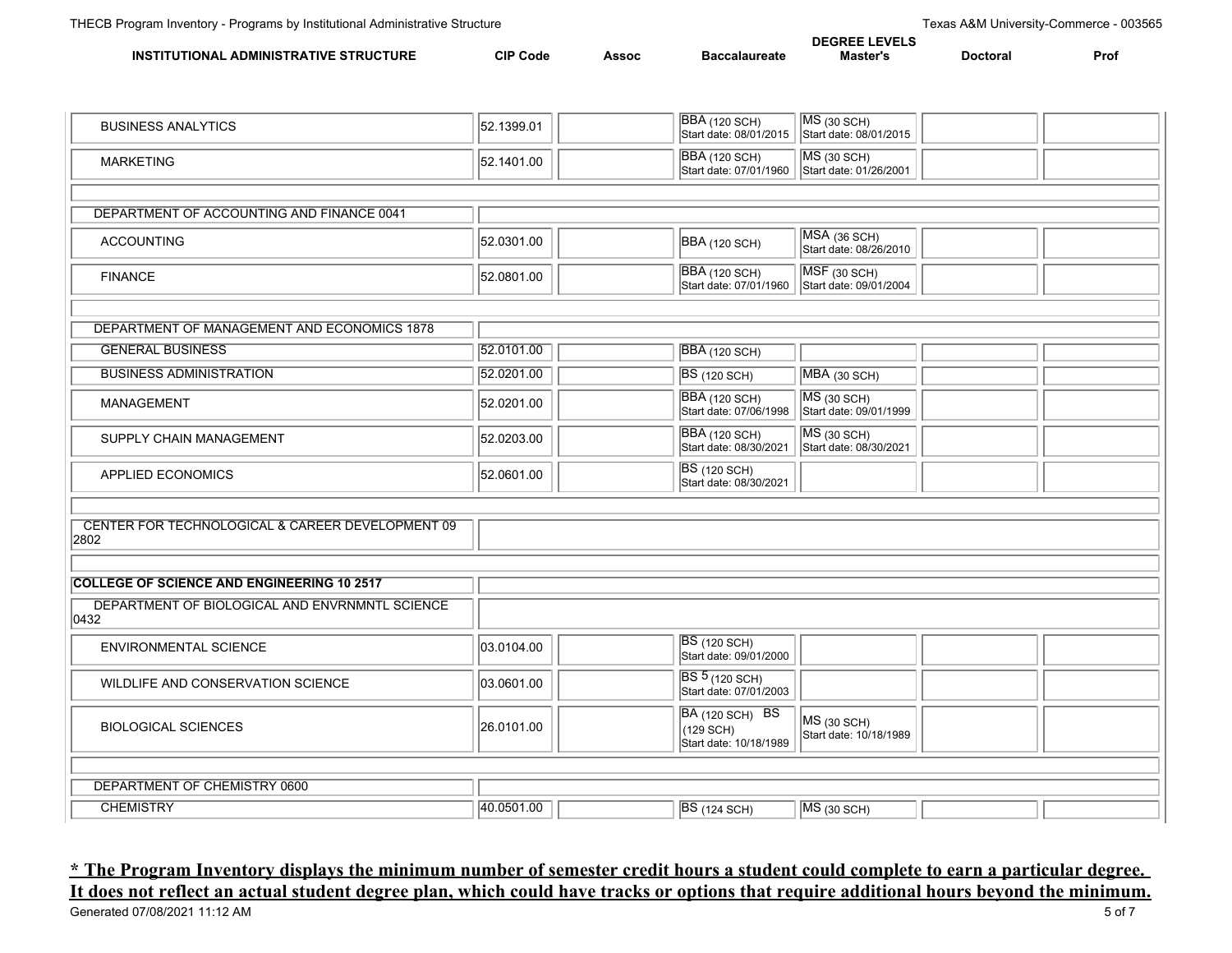| INSTITUTIONAL ADMINISTRATIVE STRUCTURE | CIP Code | Assoc | Baccalaureate | Master's | Doctoral | Prof |
|---|---|---|---|---|---|---|
| BUSINESS ANALYTICS | 52.1399.01 | | BBA (120 SCH) Start date: 08/01/2015 | MS (30 SCH) Start date: 08/01/2015 | | |
| MARKETING | 52.1401.00 | | BBA (120 SCH) Start date: 07/01/1960 | MS (30 SCH) Start date: 01/26/2001 | | |
| | | | | | | |
| DEPARTMENT OF ACCOUNTING AND FINANCE 0041 | | | | | | |
| ACCOUNTING | 52.0301.00 | | BBA (120 SCH) | MSA (36 SCH) Start date: 08/26/2010 | | |
| FINANCE | 52.0801.00 | | BBA (120 SCH) Start date: 07/01/1960 | MSF (30 SCH) Start date: 09/01/2004 | | |
| | | | | | | |
| DEPARTMENT OF MANAGEMENT AND ECONOMICS 1878 | | | | | | |
| GENERAL BUSINESS | 52.0101.00 | | BBA (120 SCH) | | | |
| BUSINESS ADMINISTRATION | 52.0201.00 | | BS (120 SCH) | MBA (30 SCH) | | |
| MANAGEMENT | 52.0201.00 | | BBA (120 SCH) Start date: 07/06/1998 | MS (30 SCH) Start date: 09/01/1999 | | |
| SUPPLY CHAIN MANAGEMENT | 52.0203.00 | | BBA (120 SCH) Start date: 08/30/2021 | MS (30 SCH) Start date: 08/30/2021 | | |
| APPLIED ECONOMICS | 52.0601.00 | | BS (120 SCH) Start date: 08/30/2021 | | | |
| | | | | | | |
| CENTER FOR TECHNOLOGICAL & CAREER DEVELOPMENT 09 2802 | | | | | | |
| | | | | | | |
| **COLLEGE OF SCIENCE AND ENGINEERING 10 2517** | | | | | | |
| DEPARTMENT OF BIOLOGICAL AND ENVRNMNTL SCIENCE 0432 | | | | | | |
| ENVIRONMENTAL SCIENCE | 03.0104.00 | | BS (120 SCH) Start date: 09/01/2000 | | | |
| WILDLIFE AND CONSERVATION SCIENCE | 03.0601.00 | | BS 5 (120 SCH) Start date: 07/01/2003 | | | |
| BIOLOGICAL SCIENCES | 26.0101.00 | | BA (120 SCH) BS (129 SCH) Start date: 10/18/1989 | MS (30 SCH) Start date: 10/18/1989 | | |
| | | | | | | |
| DEPARTMENT OF CHEMISTRY 0600 | | | | | | |
| CHEMISTRY | 40.0501.00 | | BS (124 SCH) | MS (30 SCH) | | |

**\* The Program Inventory displays the minimum number of semester credit hours a student could complete to earn a particular degree. It does not reflect an actual student degree plan, which could have tracks or options that require additional hours beyond the minimum.**

Generated 07/08/2021 11:12 AM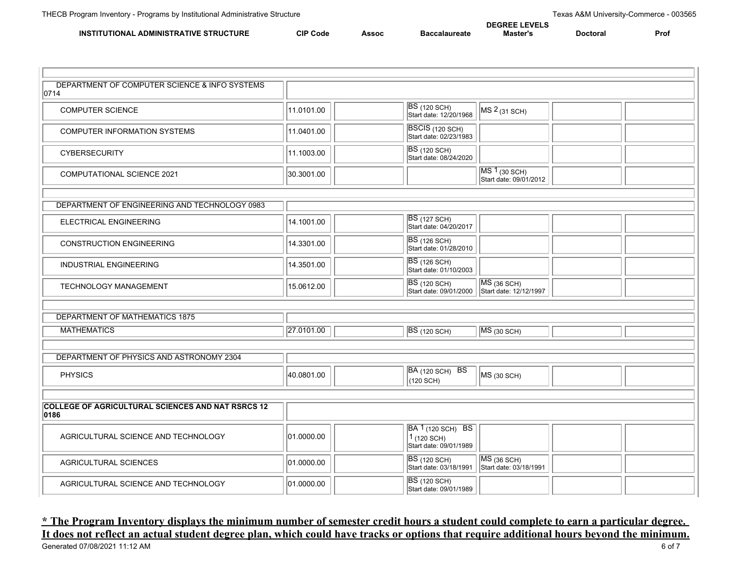| INSTITUTIONAL ADMINISTRATIVE STRUCTURE | CIP Code | Assoc | Baccalaureate | DEGREE LEVELS Master's | Doctoral | Prof |
|---|---|---|---|---|---|---|
| DEPARTMENT OF COMPUTER SCIENCE & INFO SYSTEMS 0714 | | | | | | |
| COMPUTER SCIENCE | 11.0101.00 | | BS (120 SCH) Start date: 12/20/1968 | MS 2 (31 SCH) | | |
| COMPUTER INFORMATION SYSTEMS | 11.0401.00 | | BSCIS (120 SCH) Start date: 02/23/1983 | | | |
| CYBERSECURITY | 11.1003.00 | | BS (120 SCH) Start date: 08/24/2020 | | | |
| COMPUTATIONAL SCIENCE 2021 | 30.3001.00 | | | MS 1 (30 SCH) Start date: 09/01/2012 | | |
| DEPARTMENT OF ENGINEERING AND TECHNOLOGY 0983 | | | | | | |
| ELECTRICAL ENGINEERING | 14.1001.00 | | BS (127 SCH) Start date: 04/20/2017 | | | |
| CONSTRUCTION ENGINEERING | 14.3301.00 | | BS (126 SCH) Start date: 01/28/2010 | | | |
| INDUSTRIAL ENGINEERING | 14.3501.00 | | BS (126 SCH) Start date: 01/10/2003 | | | |
| TECHNOLOGY MANAGEMENT | 15.0612.00 | | BS (120 SCH) Start date: 09/01/2000 | MS (36 SCH) Start date: 12/12/1997 | | |
| DEPARTMENT OF MATHEMATICS 1875 | | | | | | |
| MATHEMATICS | 27.0101.00 | | BS (120 SCH) | MS (30 SCH) | | |
| DEPARTMENT OF PHYSICS AND ASTRONOMY 2304 | | | | | | |
| PHYSICS | 40.0801.00 | | BA (120 SCH) BS (120 SCH) | MS (30 SCH) | | |
| **COLLEGE OF AGRICULTURAL SCIENCES AND NAT RSRCS 12 0186** | | | | | | |
| AGRICULTURAL SCIENCE AND TECHNOLOGY | 01.0000.00 | | BA 1 (120 SCH) BS 1 (120 SCH) Start date: 09/01/1989 | | | |
| AGRICULTURAL SCIENCES | 01.0000.00 | | BS (120 SCH) Start date: 03/18/1991 | MS (36 SCH) Start date: 03/18/1991 | | |
| AGRICULTURAL SCIENCE AND TECHNOLOGY | 01.0000.00 | | BS (120 SCH) Start date: 09/01/1989 | | | |

**\* The Program Inventory displays the minimum number of semester credit hours a student could complete to earn a particular degree. It does not reflect an actual student degree plan, which could have tracks or options that require additional hours beyond the minimum.**

Generated 07/08/2021 11:12 AM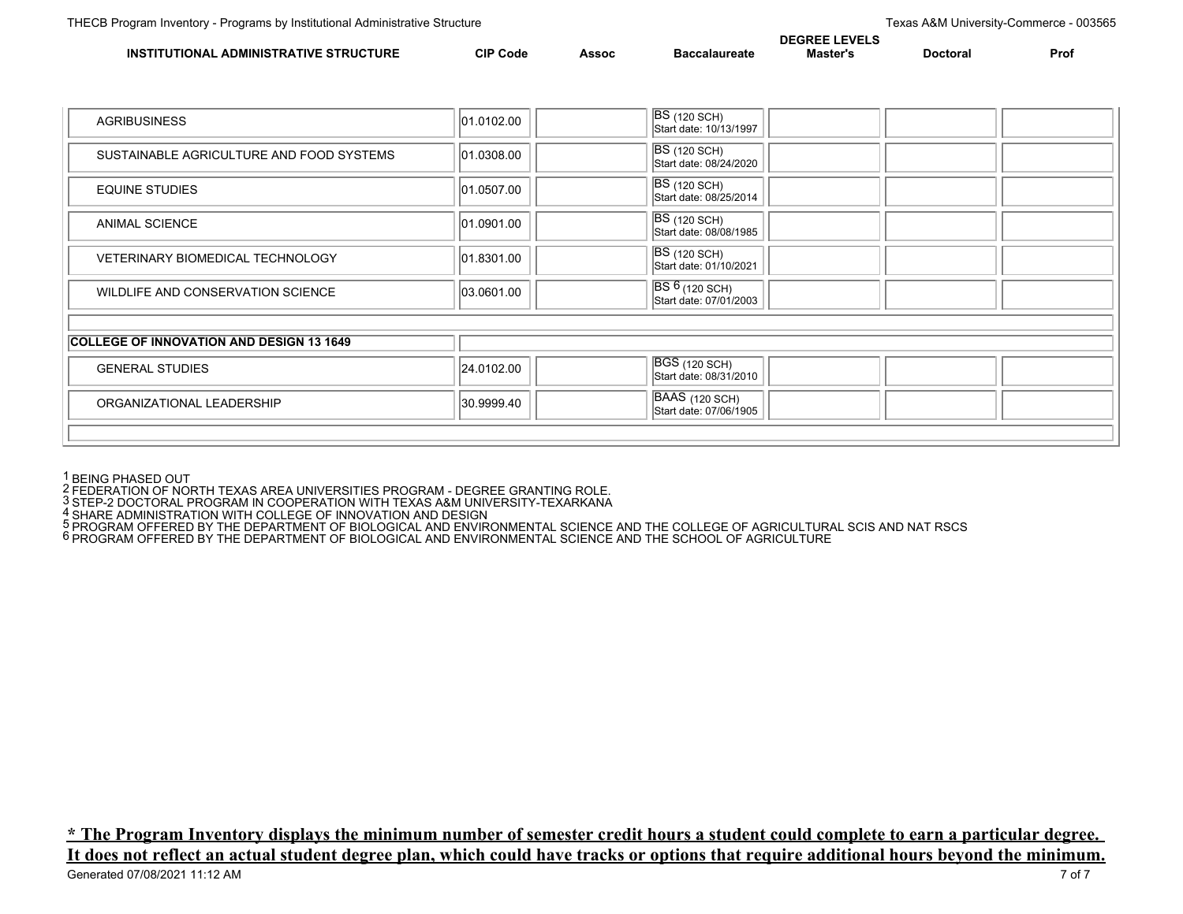| INSTITUTIONAL ADMINISTRATIVE STRUCTURE | CIP Code | Assoc | Baccalaureate | DEGREE LEVELS Master's | Doctoral | Prof |
|---|---|---|---|---|---|---|
| AGRIBUSINESS | 01.0102.00 | | BS (120 SCH) Start date: 10/13/1997 | | | |
| SUSTAINABLE AGRICULTURE AND FOOD SYSTEMS | 01.0308.00 | | BS (120 SCH) Start date: 08/24/2020 | | | |
| EQUINE STUDIES | 01.0507.00 | | BS (120 SCH) Start date: 08/25/2014 | | | |
| ANIMAL SCIENCE | 01.0901.00 | | BS (120 SCH) Start date: 08/08/1985 | | | |
| VETERINARY BIOMEDICAL TECHNOLOGY | 01.8301.00 | | BS (120 SCH) Start date: 01/10/2021 | | | |
| WILDLIFE AND CONSERVATION SCIENCE | 03.0601.00 | | BS 6 (120 SCH) Start date: 07/01/2003 | | | |
| | | | | | | |
| **COLLEGE OF INNOVATION AND DESIGN 13 1649** | | | | | | |
| GENERAL STUDIES | 24.0102.00 | | BGS (120 SCH) Start date: 08/31/2010 | | | |
| ORGANIZATIONAL LEADERSHIP | 30.9999.40 | | BAAS (120 SCH) Start date: 07/06/1905 | | | |

1 BEING PHASED OUT
2 FEDERATION OF NORTH TEXAS AREA UNIVERSITIES PROGRAM - DEGREE GRANTING ROLE.
3 STEP-2 DOCTORAL PROGRAM IN COOPERATION WITH TEXAS A&M UNIVERSITY-TEXARKANA
4 SHARE ADMINISTRATION WITH COLLEGE OF INNOVATION AND DESIGN
5 PROGRAM OFFERED BY THE DEPARTMENT OF BIOLOGICAL AND ENVIRONMENTAL SCIENCE AND THE COLLEGE OF AGRICULTURAL SCIS AND NAT RSCS
6 PROGRAM OFFERED BY THE DEPARTMENT OF BIOLOGICAL AND ENVIRONMENTAL SCIENCE AND THE SCHOOL OF AGRICULTURE

**\* The Program Inventory displays the minimum number of semester credit hours a student could complete to earn a particular degree. It does not reflect an actual student degree plan, which could have tracks or options that require additional hours beyond the minimum.**

Generated 07/08/2021 11:12 AM